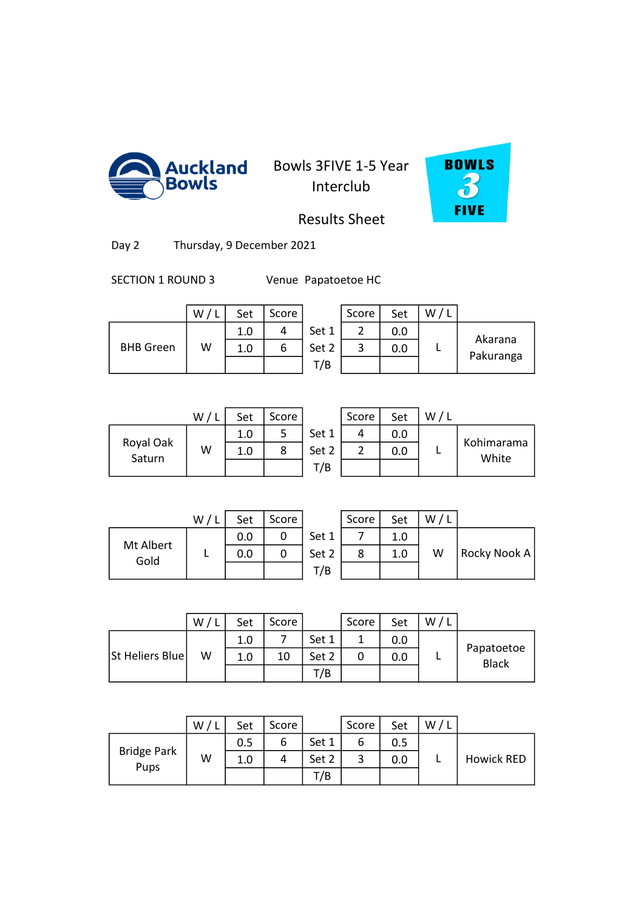Auckland Bowls

# Bowls 3FIVE 1-5 Year Interclub

## Results Sheet

BOWLS 3 FIVE

Day 2 Thursday, 9 December 2021

SECTION 1 ROUND 3 Venue Papatoetoe HC

| Team | W / L | Set | Score | | Score | Set | W / L | Team |
|---|---|---|---|---|---|---|---|---|
| BHB Green | W | 1.0 | 4 | Set 1 | 2 | 0.0 | L | Akarana Pakuranga |
| | | 1.0 | 6 | Set 2 | 3 | 0.0 | | |
| | | | | T/B | | | | |

| Team | W / L | Set | Score | | Score | Set | W / L | Team |
|---|---|---|---|---|---|---|---|---|
| Royal Oak Saturn | W | 1.0 | 5 | Set 1 | 4 | 0.0 | L | Kohimarama White |
| | | 1.0 | 8 | Set 2 | 2 | 0.0 | | |
| | | | | T/B | | | | |

| Team | W / L | Set | Score | | Score | Set | W / L | Team |
|---|---|---|---|---|---|---|---|---|
| Mt Albert Gold | L | 0.0 | 0 | Set 1 | 7 | 1.0 | W | Rocky Nook A |
| | | 0.0 | 0 | Set 2 | 8 | 1.0 | | |
| | | | | T/B | | | | |

| Team | W / L | Set | Score | | Score | Set | W / L | Team |
|---|---|---|---|---|---|---|---|---|
| St Heliers Blue | W | 1.0 | 7 | Set 1 | 1 | 0.0 | L | Papatoetoe Black |
| | | 1.0 | 10 | Set 2 | 0 | 0.0 | | |
| | | | | T/B | | | | |

| Team | W / L | Set | Score | | Score | Set | W / L | Team |
|---|---|---|---|---|---|---|---|---|
| Bridge Park Pups | W | 0.5 | 6 | Set 1 | 6 | 0.5 | L | Howick RED |
| | | 1.0 | 4 | Set 2 | 3 | 0.0 | | |
| | | | | T/B | | | | |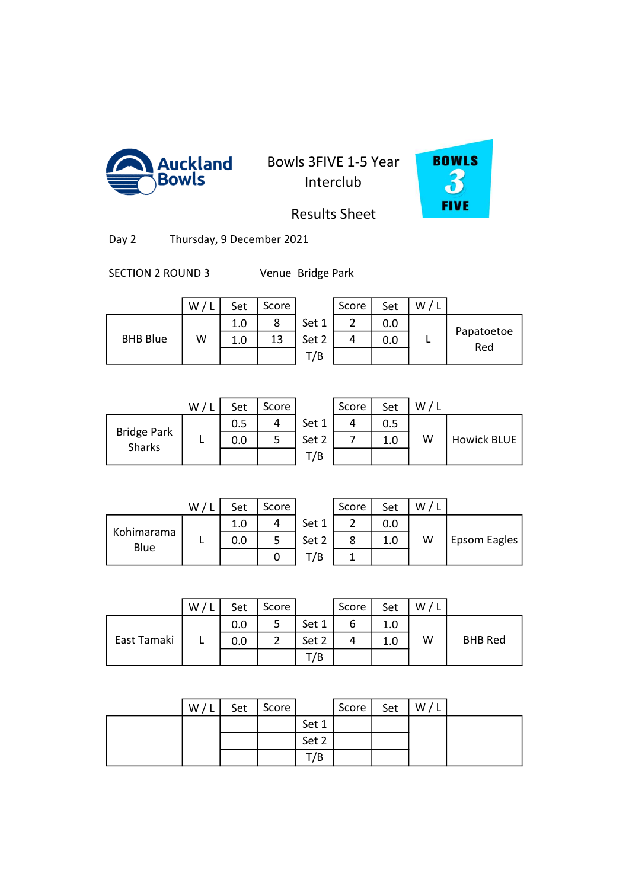Auckland Bowls

Bowls 3FIVE 1-5 Year Interclub

Results Sheet

BOWLS 3 FIVE

Day 2 Thursday, 9 December 2021

SECTION 2 ROUND 3 Venue Bridge Park

| Team | W / L | Set | Score | | Score | Set | W / L | Team |
|---|---|---|---|---|---|---|---|---|
| BHB Blue | W | 1.0 | 8 | Set 1 | 2 | 0.0 | L | Papatoetoe Red |
| | | 1.0 | 13 | Set 2 | 4 | 0.0 | | |
| | | | | T/B | | | | |

| Team | W / L | Set | Score | | Score | Set | W / L | Team |
|---|---|---|---|---|---|---|---|---|
| Bridge Park Sharks | L | 0.5 | 4 | Set 1 | 4 | 0.5 | W | Howick BLUE |
| | | 0.0 | 5 | Set 2 | 7 | 1.0 | | |
| | | | | T/B | | | | |

| Team | W / L | Set | Score | | Score | Set | W / L | Team |
|---|---|---|---|---|---|---|---|---|
| Kohimarama Blue | L | 1.0 | 4 | Set 1 | 2 | 0.0 | W | Epsom Eagles |
| | | 0.0 | 5 | Set 2 | 8 | 1.0 | | |
| | | | 0 | T/B | 1 | | | |

| Team | W / L | Set | Score | | Score | Set | W / L | Team |
|---|---|---|---|---|---|---|---|---|
| East Tamaki | L | 0.0 | 5 | Set 1 | 6 | 1.0 | W | BHB Red |
| | | 0.0 | 2 | Set 2 | 4 | 1.0 | | |
| | | | | T/B | | | | |

| Team | W / L | Set | Score | | Score | Set | W / L | Team |
|---|---|---|---|---|---|---|---|---|
| | | | | Set 1 | | | | |
| | | | | Set 2 | | | | |
| | | | | T/B | | | | |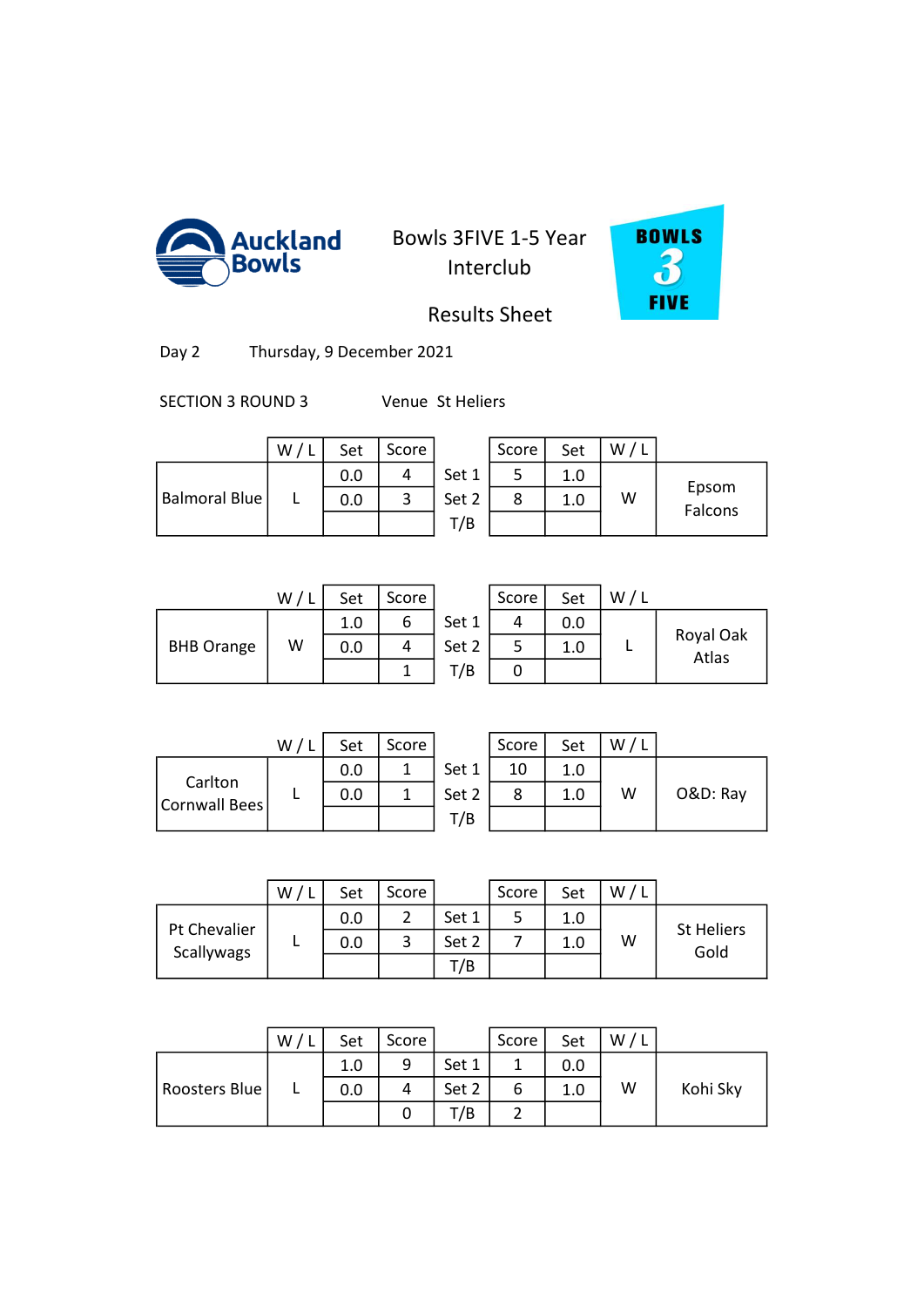Auckland Bowls

# Bowls 3FIVE 1-5 Year Interclub

## Results Sheet

BOWLS 3 FIVE

Day 2 Thursday, 9 December 2021

SECTION 3 ROUND 3 Venue St Heliers

| | W / L | Set | Score | | Score | Set | W / L | |
|---|---|---|---|---|---|---|---|---|
| Balmoral Blue | L | 0.0 | 4 | Set 1 | 5 | 1.0 | W | Epsom Falcons |
| | | 0.0 | 3 | Set 2 | 8 | 1.0 | | |
| | | | | T/B | | | | |

| | W / L | Set | Score | | Score | Set | W / L | |
|---|---|---|---|---|---|---|---|---|
| BHB Orange | W | 1.0 | 6 | Set 1 | 4 | 0.0 | L | Royal Oak Atlas |
| | | 0.0 | 4 | Set 2 | 5 | 1.0 | | |
| | | | 1 | T/B | 0 | | | |

| | W / L | Set | Score | | Score | Set | W / L | |
|---|---|---|---|---|---|---|---|---|
| Carlton Cornwall Bees | L | 0.0 | 1 | Set 1 | 10 | 1.0 | W | O&D: Ray |
| | | 0.0 | 1 | Set 2 | 8 | 1.0 | | |
| | | | | T/B | | | | |

| | W / L | Set | Score | | Score | Set | W / L | |
|---|---|---|---|---|---|---|---|---|
| Pt Chevalier Scallywags | L | 0.0 | 2 | Set 1 | 5 | 1.0 | W | St Heliers Gold |
| | | 0.0 | 3 | Set 2 | 7 | 1.0 | | |
| | | | | T/B | | | | |

| | W / L | Set | Score | | Score | Set | W / L | |
|---|---|---|---|---|---|---|---|---|
| Roosters Blue | L | 1.0 | 9 | Set 1 | 1 | 0.0 | W | Kohi Sky |
| | | 0.0 | 4 | Set 2 | 6 | 1.0 | | |
| | | | 0 | T/B | 2 | | | |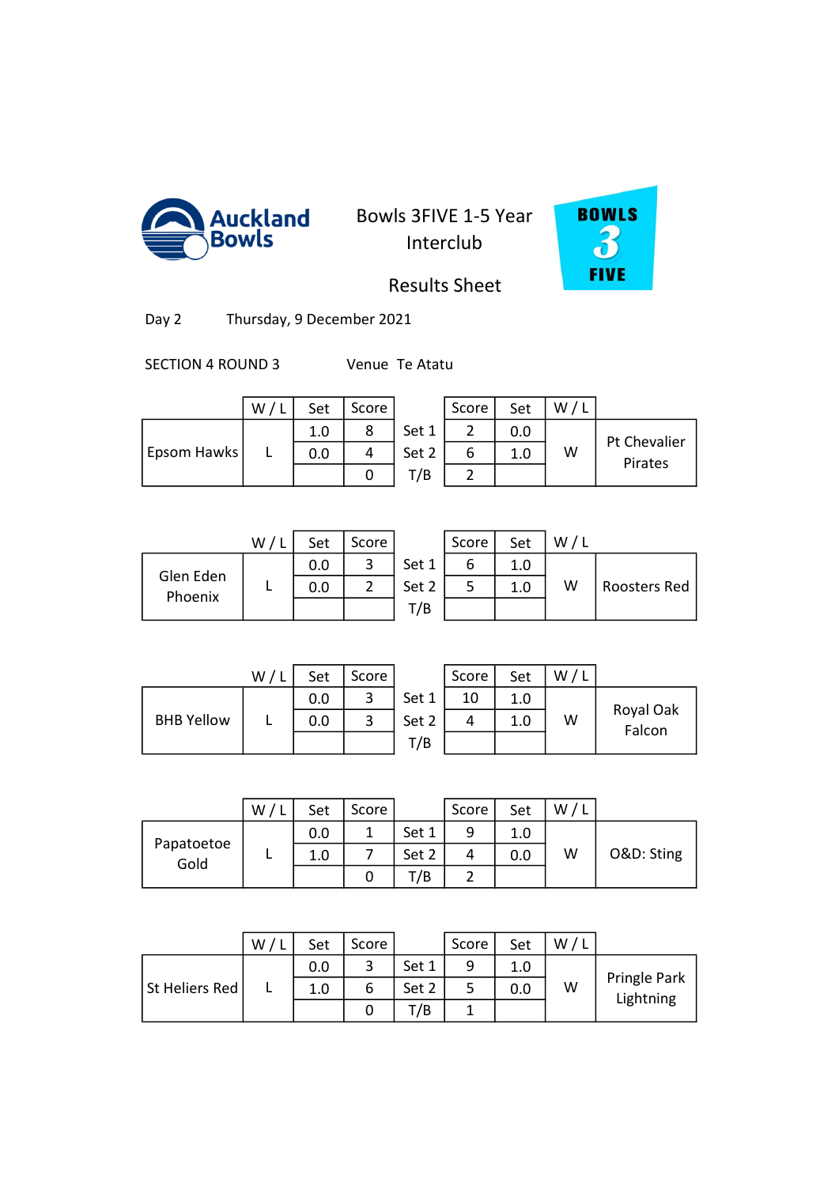# Bowls 3FIVE 1-5 Year Interclub

## Results Sheet

Day 2 Thursday, 9 December 2021

SECTION 4 ROUND 3 Venue Te Atatu

| | W / L | Set | Score | | Score | Set | W / L | |
|---|---|---|---|---|---|---|---|---|
| Epsom Hawks | L | 1.0 | 8 | Set 1 | 2 | 0.0 | W | Pt Chevalier Pirates |
| | | 0.0 | 4 | Set 2 | 6 | 1.0 | | |
| | | | 0 | T/B | 2 | | | |

| | W / L | Set | Score | | Score | Set | W / L | |
|---|---|---|---|---|---|---|---|---|
| Glen Eden Phoenix | L | 0.0 | 3 | Set 1 | 6 | 1.0 | W | Roosters Red |
| | | 0.0 | 2 | Set 2 | 5 | 1.0 | | |
| | | | | T/B | | | | |

| | W / L | Set | Score | | Score | Set | W / L | |
|---|---|---|---|---|---|---|---|---|
| BHB Yellow | L | 0.0 | 3 | Set 1 | 10 | 1.0 | W | Royal Oak Falcon |
| | | 0.0 | 3 | Set 2 | 4 | 1.0 | | |
| | | | | T/B | | | | |

| | W / L | Set | Score | | Score | Set | W / L | |
|---|---|---|---|---|---|---|---|---|
| Papatoetoe Gold | L | 0.0 | 1 | Set 1 | 9 | 1.0 | W | O&D: Sting |
| | | 1.0 | 7 | Set 2 | 4 | 0.0 | | |
| | | | 0 | T/B | 2 | | | |

| | W / L | Set | Score | | Score | Set | W / L | |
|---|---|---|---|---|---|---|---|---|
| St Heliers Red | L | 0.0 | 3 | Set 1 | 9 | 1.0 | W | Pringle Park Lightning |
| | | 1.0 | 6 | Set 2 | 5 | 0.0 | | |
| | | | 0 | T/B | 1 | | | |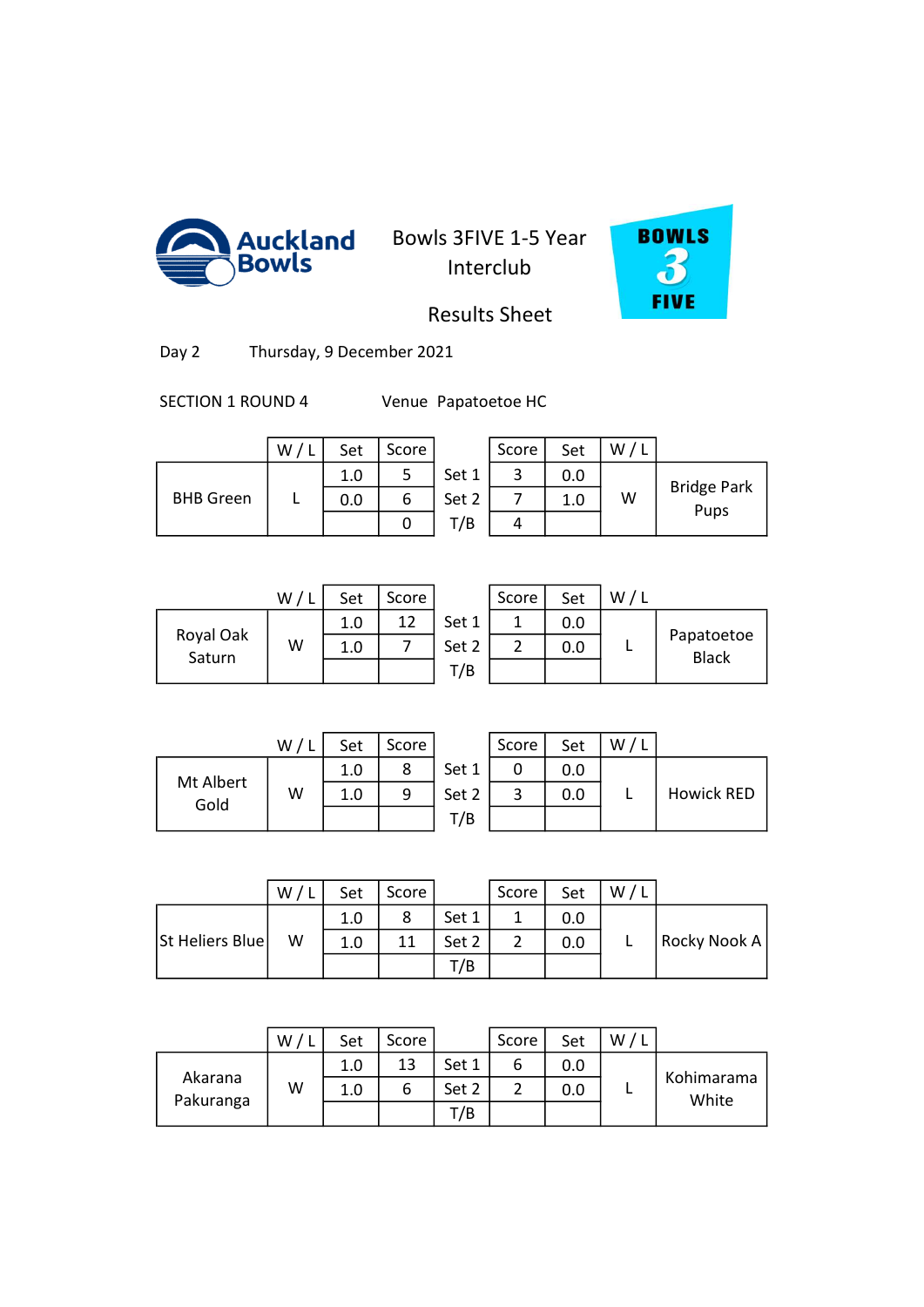Auckland Bowls

Bowls 3FIVE 1-5 Year Interclub

Results Sheet

BOWLS 3 FIVE

Day 2 Thursday, 9 December 2021

SECTION 1 ROUND 4 Venue Papatoetoe HC

| | W / L | Set | Score | | Score | Set | W / L | |
|---|---|---|---|---|---|---|---|---|
| BHB Green | L | 1.0 | 5 | Set 1 | 3 | 0.0 | W | Bridge Park Pups |
| | | 0.0 | 6 | Set 2 | 7 | 1.0 | | |
| | | | 0 | T/B | 4 | | | |

| | W / L | Set | Score | | Score | Set | W / L | |
|---|---|---|---|---|---|---|---|---|
| Royal Oak Saturn | W | 1.0 | 12 | Set 1 | 1 | 0.0 | L | Papatoetoe Black |
| | | 1.0 | 7 | Set 2 | 2 | 0.0 | | |
| | | | | T/B | | | | |

| | W / L | Set | Score | | Score | Set | W / L | |
|---|---|---|---|---|---|---|---|---|
| Mt Albert Gold | W | 1.0 | 8 | Set 1 | 0 | 0.0 | L | Howick RED |
| | | 1.0 | 9 | Set 2 | 3 | 0.0 | | |
| | | | | T/B | | | | |

| | W / L | Set | Score | | Score | Set | W / L | |
|---|---|---|---|---|---|---|---|---|
| St Heliers Blue | W | 1.0 | 8 | Set 1 | 1 | 0.0 | L | Rocky Nook A |
| | | 1.0 | 11 | Set 2 | 2 | 0.0 | | |
| | | | | T/B | | | | |

| | W / L | Set | Score | | Score | Set | W / L | |
|---|---|---|---|---|---|---|---|---|
| Akarana Pakuranga | W | 1.0 | 13 | Set 1 | 6 | 0.0 | L | Kohimarama White |
| | | 1.0 | 6 | Set 2 | 2 | 0.0 | | |
| | | | | T/B | | | | |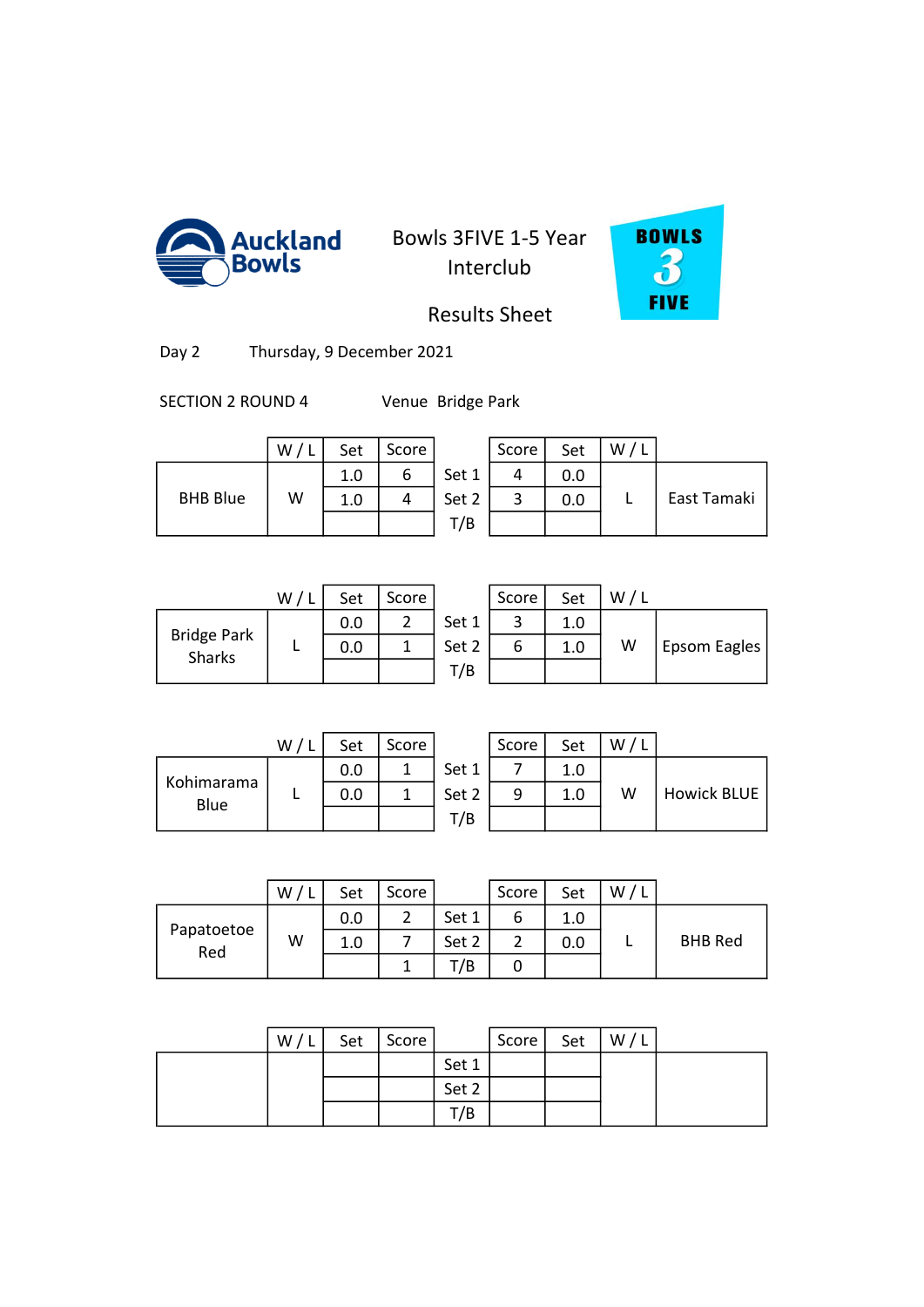Bowls 3FIVE 1-5 Year Interclub

Results Sheet

Day 2 Thursday, 9 December 2021

SECTION 2 ROUND 4 Venue Bridge Park

| Team | W / L | Set | Score | | Score | Set | W / L | Team |
|---|---|---|---|---|---|---|---|---|
| BHB Blue | W | 1.0 | 6 | Set 1 | 4 | 0.0 | L | East Tamaki |
| | | 1.0 | 4 | Set 2 | 3 | 0.0 | | |
| | | | | T/B | | | | |

| Team | W / L | Set | Score | | Score | Set | W / L | Team |
|---|---|---|---|---|---|---|---|---|
| Bridge Park Sharks | L | 0.0 | 2 | Set 1 | 3 | 1.0 | W | Epsom Eagles |
| | | 0.0 | 1 | Set 2 | 6 | 1.0 | | |
| | | | | T/B | | | | |

| Team | W / L | Set | Score | | Score | Set | W / L | Team |
|---|---|---|---|---|---|---|---|---|
| Kohimarama Blue | L | 0.0 | 1 | Set 1 | 7 | 1.0 | W | Howick BLUE |
| | | 0.0 | 1 | Set 2 | 9 | 1.0 | | |
| | | | | T/B | | | | |

| Team | W / L | Set | Score | | Score | Set | W / L | Team |
|---|---|---|---|---|---|---|---|---|
| Papatoetoe Red | W | 0.0 | 2 | Set 1 | 6 | 1.0 | L | BHB Red |
| | | 1.0 | 7 | Set 2 | 2 | 0.0 | | |
| | | | 1 | T/B | 0 | | | |

| Team | W / L | Set | Score | | Score | Set | W / L | Team |
|---|---|---|---|---|---|---|---|---|
| | | | | Set 1 | | | | |
| | | | | Set 2 | | | | |
| | | | | T/B | | | | |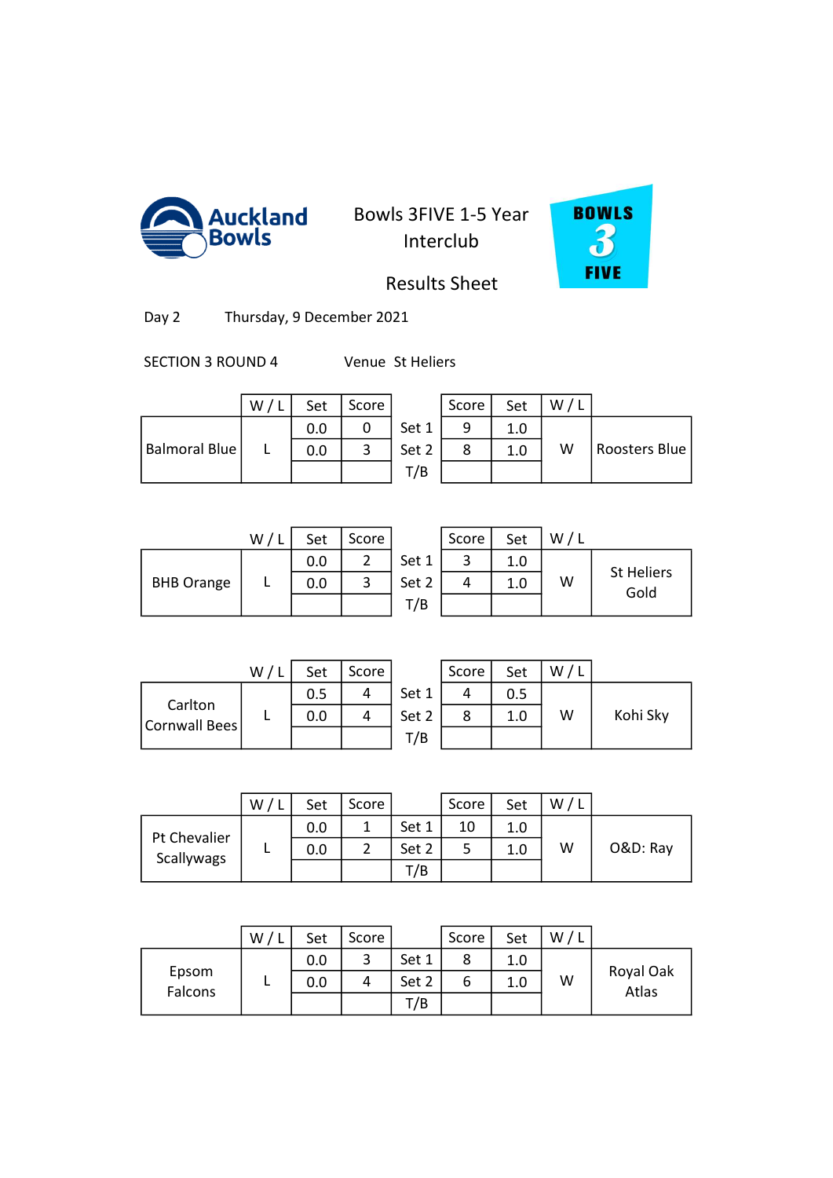Auckland Bowls

# Bowls 3FIVE 1-5 Year Interclub

## Results Sheet

BOWLS 3 FIVE

Day 2 Thursday, 9 December 2021

SECTION 3 ROUND 4 Venue St Heliers

| | W / L | Set | Score | | Score | Set | W / L | |
|---|---|---|---|---|---|---|---|---|
| Balmoral Blue | L | 0.0 | 0 | Set 1 | 9 | 1.0 | W | Roosters Blue |
| | | 0.0 | 3 | Set 2 | 8 | 1.0 | | |
| | | | | T/B | | | | |

| | W / L | Set | Score | | Score | Set | W / L | |
|---|---|---|---|---|---|---|---|---|
| BHB Orange | L | 0.0 | 2 | Set 1 | 3 | 1.0 | W | St Heliers Gold |
| | | 0.0 | 3 | Set 2 | 4 | 1.0 | | |
| | | | | T/B | | | | |

| | W / L | Set | Score | | Score | Set | W / L | |
|---|---|---|---|---|---|---|---|---|
| Carlton Cornwall Bees | L | 0.5 | 4 | Set 1 | 4 | 0.5 | W | Kohi Sky |
| | | 0.0 | 4 | Set 2 | 8 | 1.0 | | |
| | | | | T/B | | | | |

| | W / L | Set | Score | | Score | Set | W / L | |
|---|---|---|---|---|---|---|---|---|
| Pt Chevalier Scallywags | L | 0.0 | 1 | Set 1 | 10 | 1.0 | W | O&D: Ray |
| | | 0.0 | 2 | Set 2 | 5 | 1.0 | | |
| | | | | T/B | | | | |

| | W / L | Set | Score | | Score | Set | W / L | |
|---|---|---|---|---|---|---|---|---|
| Epsom Falcons | L | 0.0 | 3 | Set 1 | 8 | 1.0 | W | Royal Oak Atlas |
| | | 0.0 | 4 | Set 2 | 6 | 1.0 | | |
| | | | | T/B | | | | |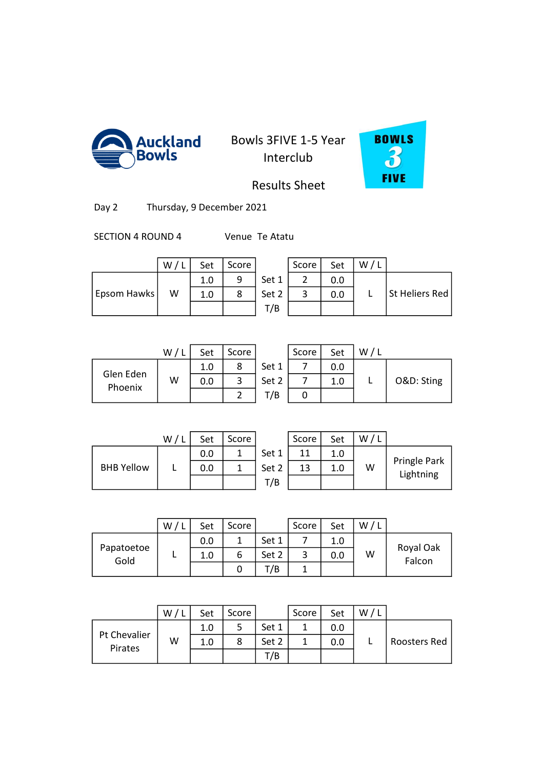Auckland Bowls

# Bowls 3FIVE 1-5 Year Interclub

## Results Sheet

BOWLS 3 FIVE

Day 2 Thursday, 9 December 2021

SECTION 4 ROUND 4 Venue Te Atatu

| | W / L | Set | Score | | Score | Set | W / L | |
|---|---|---|---|---|---|---|---|---|
| Epsom Hawks | W | 1.0 | 9 | Set 1 | 2 | 0.0 | L | St Heliers Red |
| | | 1.0 | 8 | Set 2 | 3 | 0.0 | | |
| | | | | T/B | | | | |

| | W / L | Set | Score | | Score | Set | W / L | |
|---|---|---|---|---|---|---|---|---|
| Glen Eden Phoenix | W | 1.0 | 8 | Set 1 | 7 | 0.0 | L | O&D: Sting |
| | | 0.0 | 3 | Set 2 | 7 | 1.0 | | |
| | | | 2 | T/B | 0 | | | |

| | W / L | Set | Score | | Score | Set | W / L | |
|---|---|---|---|---|---|---|---|---|
| BHB Yellow | L | 0.0 | 1 | Set 1 | 11 | 1.0 | W | Pringle Park Lightning |
| | | 0.0 | 1 | Set 2 | 13 | 1.0 | | |
| | | | | T/B | | | | |

| | W / L | Set | Score | | Score | Set | W / L | |
|---|---|---|---|---|---|---|---|---|
| Papatoetoe Gold | L | 0.0 | 1 | Set 1 | 7 | 1.0 | W | Royal Oak Falcon |
| | | 1.0 | 6 | Set 2 | 3 | 0.0 | | |
| | | | 0 | T/B | 1 | | | |

| | W / L | Set | Score | | Score | Set | W / L | |
|---|---|---|---|---|---|---|---|---|
| Pt Chevalier Pirates | W | 1.0 | 5 | Set 1 | 1 | 0.0 | L | Roosters Red |
| | | 1.0 | 8 | Set 2 | 1 | 0.0 | | |
| | | | | T/B | | | | |